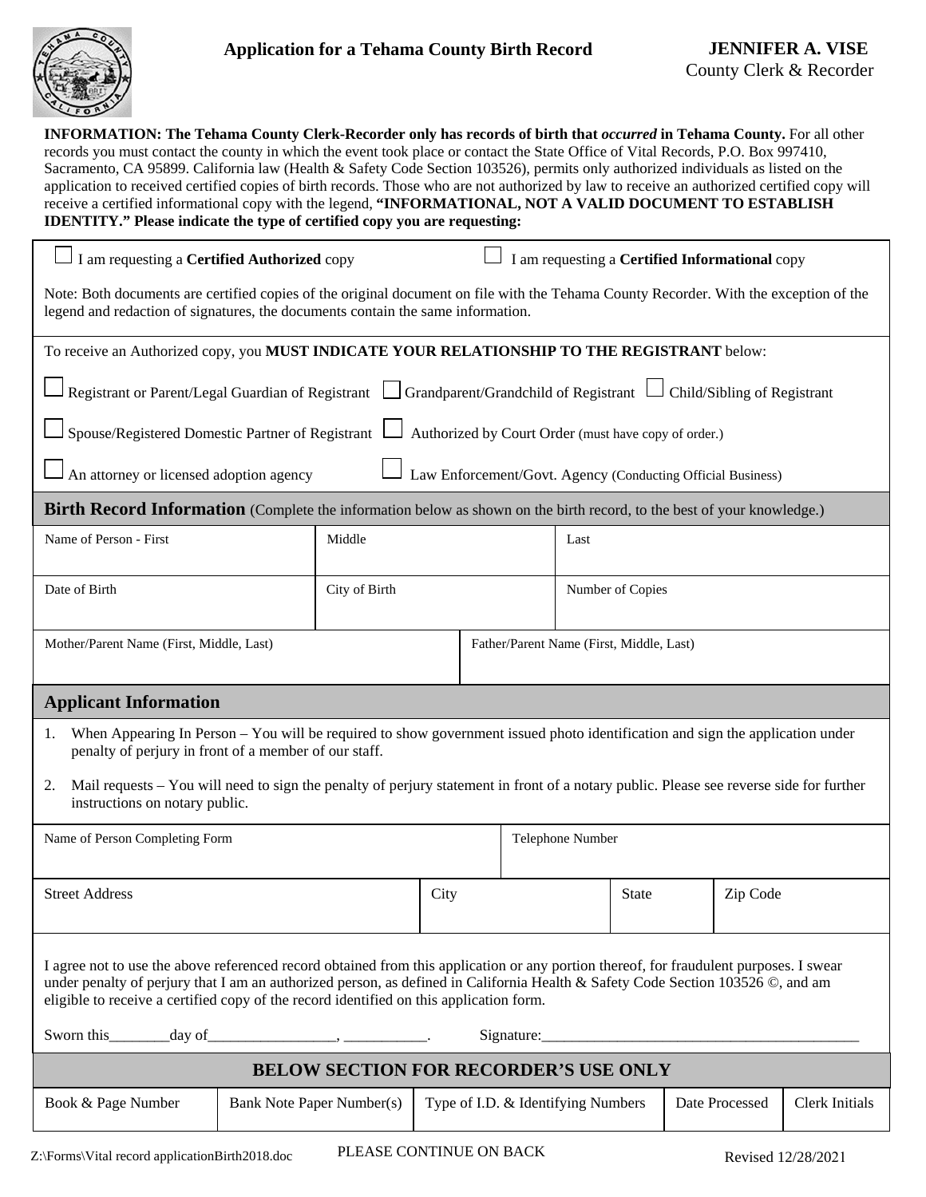# Application for a Tehama County Birth Record

**JENNIFER A. VISE**
County Clerk & Recorder

**INFORMATION: The Tehama County Clerk-Recorder only has records of birth that *occurred* in Tehama County.** For all other records you must contact the county in which the event took place or contact the State Office of Vital Records, P.O. Box 997410, Sacramento, CA 95899. California law (Health & Safety Code Section 103526), permits only authorized individuals as listed on the application to received certified copies of birth records. Those who are not authorized by law to receive an authorized certified copy will receive a certified informational copy with the legend, **"INFORMATIONAL, NOT A VALID DOCUMENT TO ESTABLISH IDENTITY." Please indicate the type of certified copy you are requesting:**

☐ I am requesting a **Certified Authorized** copy ☐ I am requesting a **Certified Informational** copy

Note: Both documents are certified copies of the original document on file with the Tehama County Recorder. With the exception of the legend and redaction of signatures, the documents contain the same information.

To receive an Authorized copy, you **MUST INDICATE YOUR RELATIONSHIP TO THE REGISTRANT** below:

☐ Registrant or Parent/Legal Guardian of Registrant ☐ Grandparent/Grandchild of Registrant ☐ Child/Sibling of Registrant

☐ Spouse/Registered Domestic Partner of Registrant ☐ Authorized by Court Order (must have copy of order.)

☐ An attorney or licensed adoption agency ☐ Law Enforcement/Govt. Agency (Conducting Official Business)

## Birth Record Information (Complete the information below as shown on the birth record, to the best of your knowledge.)

| Name of Person - First | Middle | Last |
|---|---|---|
| | | |
| **Date of Birth** | **City of Birth** | **Number of Copies** |
| | | |

| Mother/Parent Name (First, Middle, Last) | Father/Parent Name (First, Middle, Last) |
|---|---|
| | |

## Applicant Information

1. When Appearing In Person – You will be required to show government issued photo identification and sign the application under penalty of perjury in front of a member of our staff.
2. Mail requests – You will need to sign the penalty of perjury statement in front of a notary public. Please see reverse side for further instructions on notary public.

| Name of Person Completing Form | Telephone Number |
|---|---|
| | |

| Street Address | City | State | Zip Code |
|---|---|---|---|
| | | | |

I agree not to use the above referenced record obtained from this application or any portion thereof, for fraudulent purposes. I swear under penalty of perjury that I am an authorized person, as defined in California Health & Safety Code Section 103526 ©, and am eligible to receive a certified copy of the record identified on this application form.

Sworn this________day of_________________, ___________. Signature:__________________________________________

## BELOW SECTION FOR RECORDER'S USE ONLY

| Book & Page Number | Bank Note Paper Number(s) | Type of I.D. & Identifying Numbers | Date Processed | Clerk Initials |
|---|---|---|---|---|
| | | | | |

Z:\Forms\Vital record applicationBirth2018.doc PLEASE CONTINUE ON BACK Revised 12/28/2021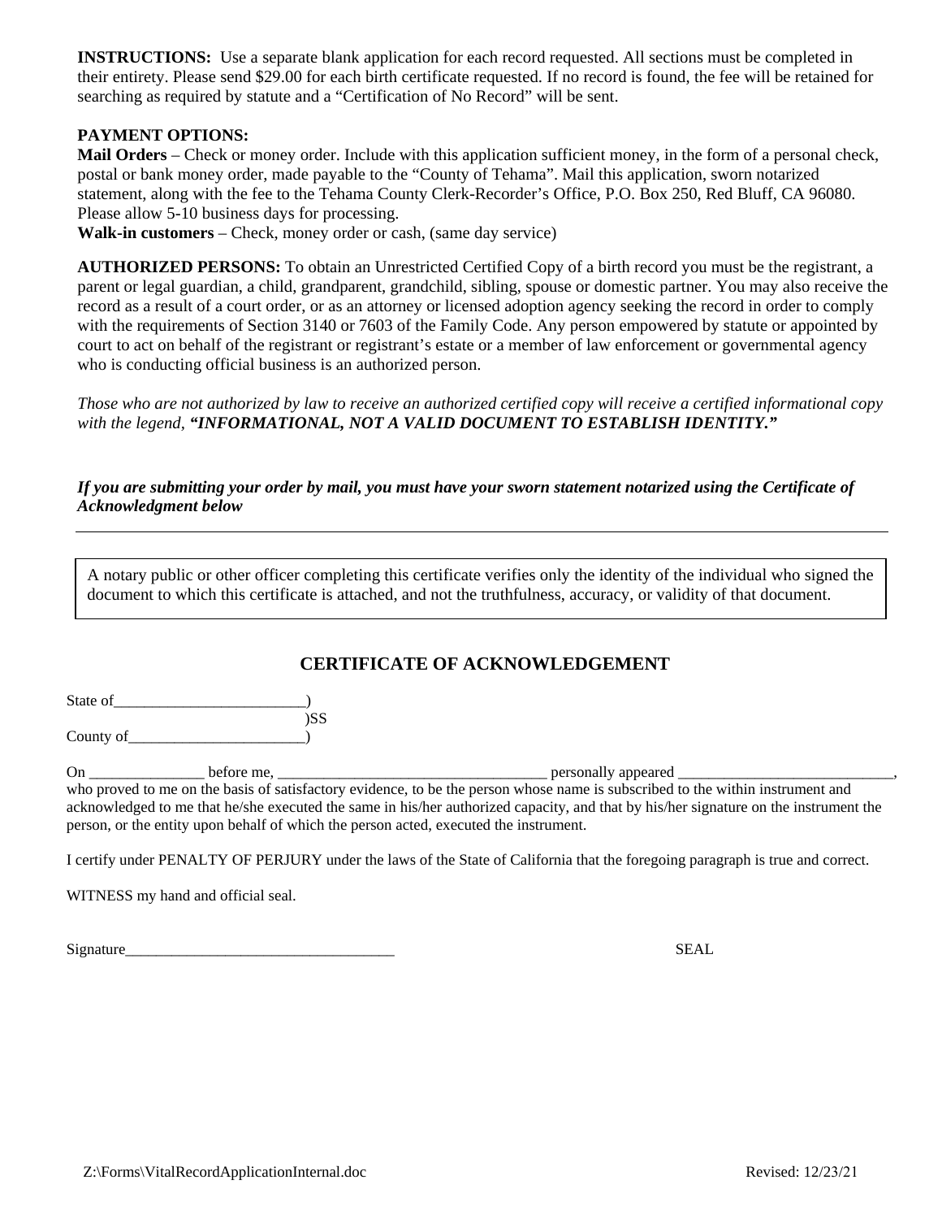**INSTRUCTIONS:** Use a separate blank application for each record requested. All sections must be completed in their entirety. Please send $29.00 for each birth certificate requested. If no record is found, the fee will be retained for searching as required by statute and a "Certification of No Record" will be sent.

**PAYMENT OPTIONS:**
**Mail Orders** – Check or money order. Include with this application sufficient money, in the form of a personal check, postal or bank money order, made payable to the "County of Tehama". Mail this application, sworn notarized statement, along with the fee to the Tehama County Clerk-Recorder's Office, P.O. Box 250, Red Bluff, CA 96080. Please allow 5-10 business days for processing.
**Walk-in customers** – Check, money order or cash, (same day service)

**AUTHORIZED PERSONS:** To obtain an Unrestricted Certified Copy of a birth record you must be the registrant, a parent or legal guardian, a child, grandparent, grandchild, sibling, spouse or domestic partner. You may also receive the record as a result of a court order, or as an attorney or licensed adoption agency seeking the record in order to comply with the requirements of Section 3140 or 7603 of the Family Code. Any person empowered by statute or appointed by court to act on behalf of the registrant or registrant's estate or a member of law enforcement or governmental agency who is conducting official business is an authorized person.

*Those who are not authorized by law to receive an authorized certified copy will receive a certified informational copy with the legend, **"INFORMATIONAL, NOT A VALID DOCUMENT TO ESTABLISH IDENTITY."***

***If you are submitting your order by mail, you must have your sworn statement notarized using the Certificate of Acknowledgment below***

---

A notary public or other officer completing this certificate verifies only the identity of the individual who signed the document to which this certificate is attached, and not the truthfulness, accuracy, or validity of that document.

## CERTIFICATE OF ACKNOWLEDGEMENT

State of_________________________)
)SS
County of_______________________)

On _______________ before me, ___________________________________ personally appeared ____________________________, who proved to me on the basis of satisfactory evidence, to be the person whose name is subscribed to the within instrument and acknowledged to me that he/she executed the same in his/her authorized capacity, and that by his/her signature on the instrument the person, or the entity upon behalf of which the person acted, executed the instrument.

I certify under PENALTY OF PERJURY under the laws of the State of California that the foregoing paragraph is true and correct.

WITNESS my hand and official seal.

Signature___________________________________ SEAL

Z:\Forms\VitalRecordApplicationInternal.doc Revised: 12/23/21